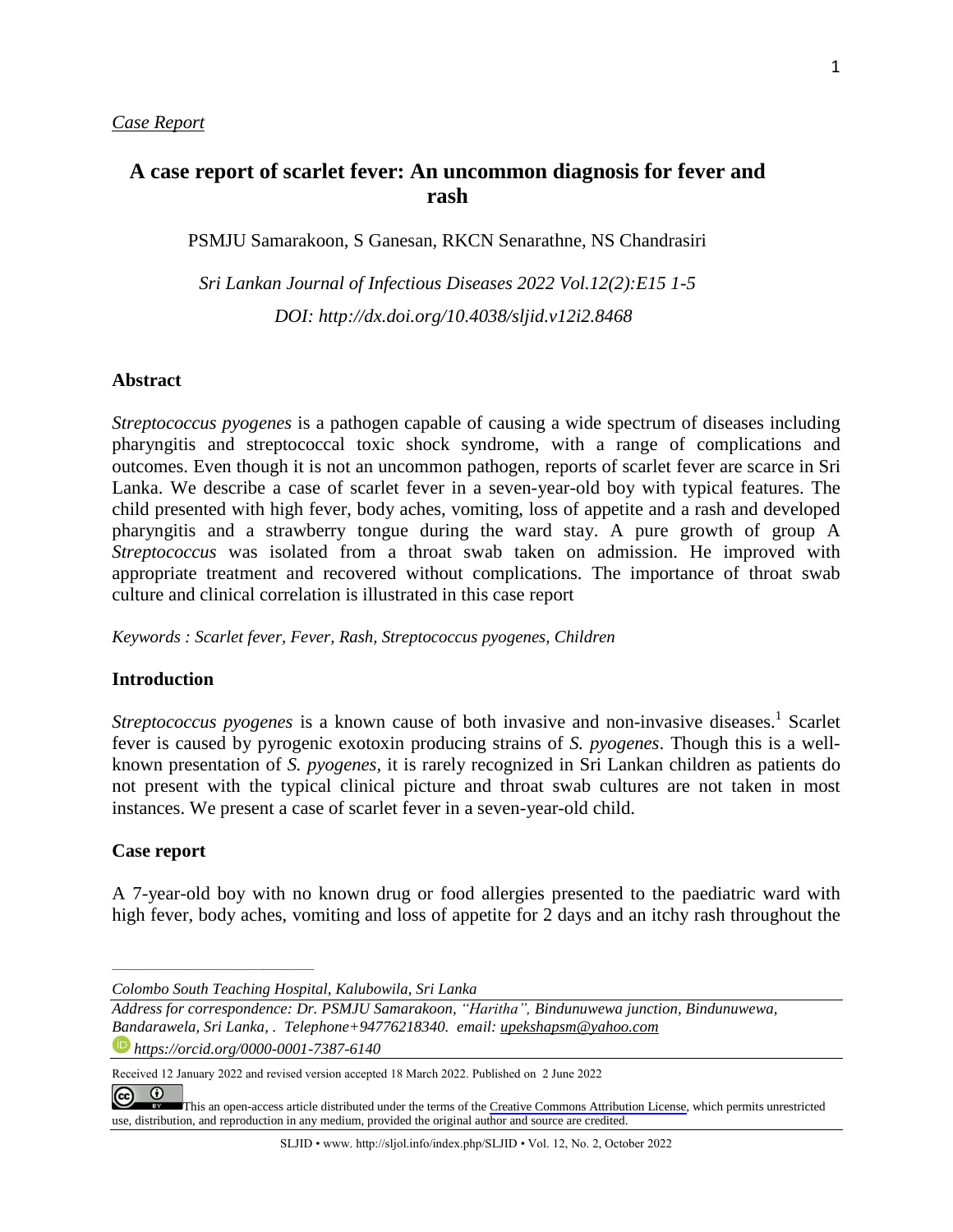*Case Report*

# A case report of scarlet fever: An uncommon diagnosis for fever and rash

PSMJU Samarakoon, S Ganesan, RKCN Senarathne, NS Chandrasiri

*Sri Lankan Journal of Infectious Diseases 2022 Vol.12(2):E15 1-5*

*DOI: http://dx.doi.org/10.4038/sljid.v12i2.8468*

## Abstract

*Streptococcus pyogenes* is a pathogen capable of causing a wide spectrum of diseases including pharyngitis and streptococcal toxic shock syndrome, with a range of complications and outcomes. Even though it is not an uncommon pathogen, reports of scarlet fever are scarce in Sri Lanka. We describe a case of scarlet fever in a seven-year-old boy with typical features. The child presented with high fever, body aches, vomiting, loss of appetite and a rash and developed pharyngitis and a strawberry tongue during the ward stay. A pure growth of group A *Streptococcus* was isolated from a throat swab taken on admission. He improved with appropriate treatment and recovered without complications. The importance of throat swab culture and clinical correlation is illustrated in this case report

*Keywords : Scarlet fever, Fever, Rash, Streptococcus pyogenes, Children*

## Introduction

*Streptococcus pyogenes* is a known cause of both invasive and non-invasive diseases.[1] Scarlet fever is caused by pyrogenic exotoxin producing strains of *S. pyogenes*. Though this is a well-known presentation of *S. pyogenes*, it is rarely recognized in Sri Lankan children as patients do not present with the typical clinical picture and throat swab cultures are not taken in most instances. We present a case of scarlet fever in a seven-year-old child.

## Case report

A 7-year-old boy with no known drug or food allergies presented to the paediatric ward with high fever, body aches, vomiting and loss of appetite for 2 days and an itchy rash throughout the

---

*Colombo South Teaching Hospital, Kalubowila, Sri Lanka*

*Address for correspondence: Dr. PSMJU Samarakoon, "Haritha", Bindunuwewa junction, Bindunuwewa, Bandarawela, Sri Lanka, . Telephone+94776218340. email: upekshapsm@yahoo.com*

*https://orcid.org/0000-0001-7387-6140*

Received 12 January 2022 and revised version accepted 18 March 2022. Published on 2 June 2022

This an open-access article distributed under the terms of the Creative Commons Attribution License, which permits unrestricted use, distribution, and reproduction in any medium, provided the original author and source are credited.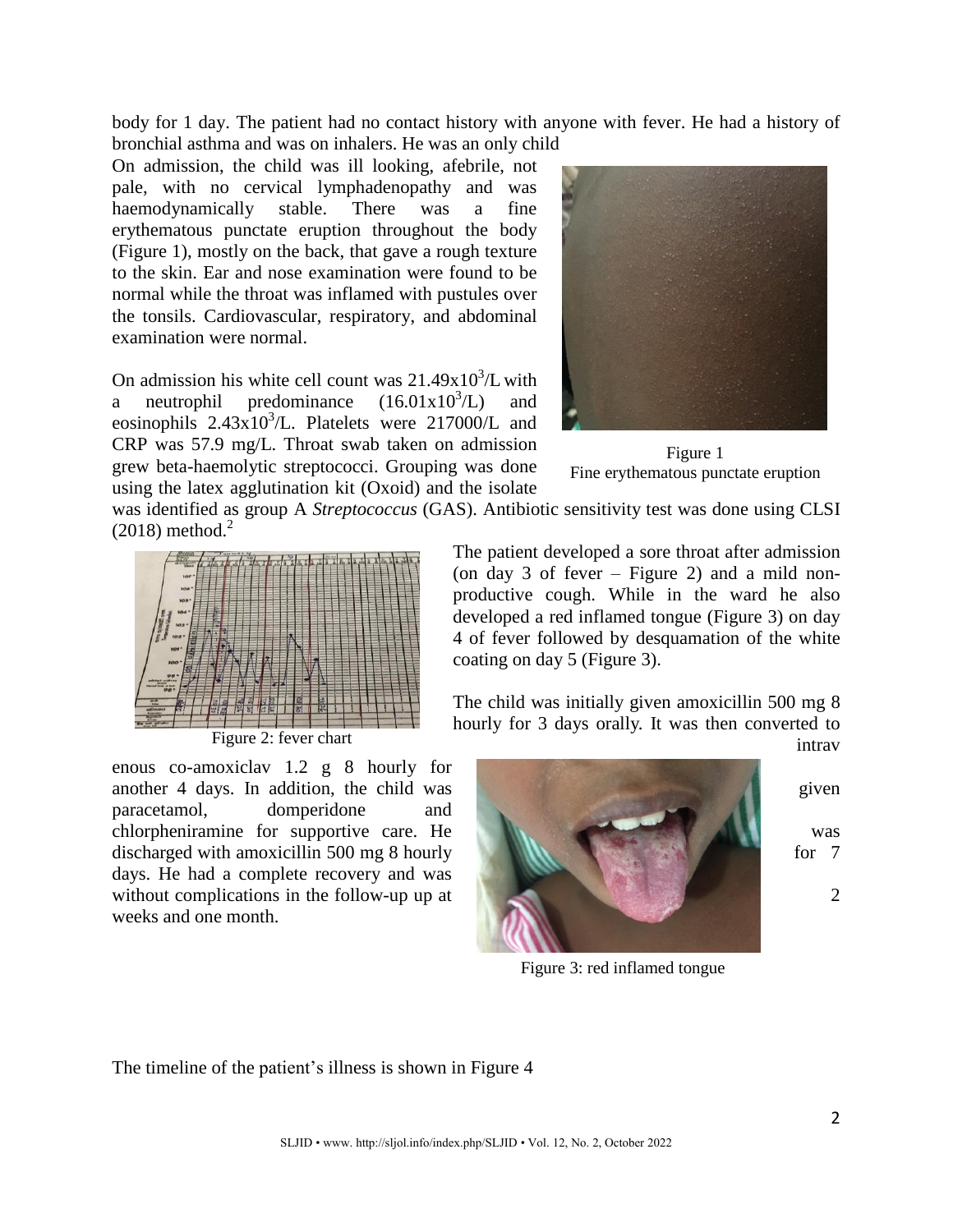body for 1 day. The patient had no contact history with anyone with fever. He had a history of bronchial asthma and was on inhalers. He was an only child

On admission, the child was ill looking, afebrile, not pale, with no cervical lymphadenopathy and was haemodynamically stable. There was a fine erythematous punctate eruption throughout the body (Figure 1), mostly on the back, that gave a rough texture to the skin. Ear and nose examination were found to be normal while the throat was inflamed with pustules over the tonsils. Cardiovascular, respiratory, and abdominal examination were normal.

Figure 1
Fine erythematous punctate eruption

On admission his white cell count was $21.49 \times 10^3$/L with a neutrophil predominance ($16.01 \times 10^3$/L) and eosinophils $2.43 \times 10^3$/L. Platelets were 217000/L and CRP was 57.9 mg/L. Throat swab taken on admission grew beta-haemolytic streptococci. Grouping was done using the latex agglutination kit (Oxoid) and the isolate was identified as group A *Streptococcus* (GAS). Antibiotic sensitivity test was done using CLSI (2018) method.[2]

Figure 2: fever chart

The patient developed a sore throat after admission (on day 3 of fever – Figure 2) and a mild non-productive cough. While in the ward he also developed a red inflamed tongue (Figure 3) on day 4 of fever followed by desquamation of the white coating on day 5 (Figure 3).

The child was initially given amoxicillin 500 mg 8 hourly for 3 days orally. It was then converted to intravenous co-amoxiclav 1.2 g 8 hourly for another 4 days. In addition, the child was given paracetamol, domperidone and chlorpheniramine for supportive care. He was discharged with amoxicillin 500 mg 8 hourly for 7 days. He had a complete recovery and was without complications in the follow-up up at 2 weeks and one month.

Figure 3: red inflamed tongue

The timeline of the patient's illness is shown in Figure 4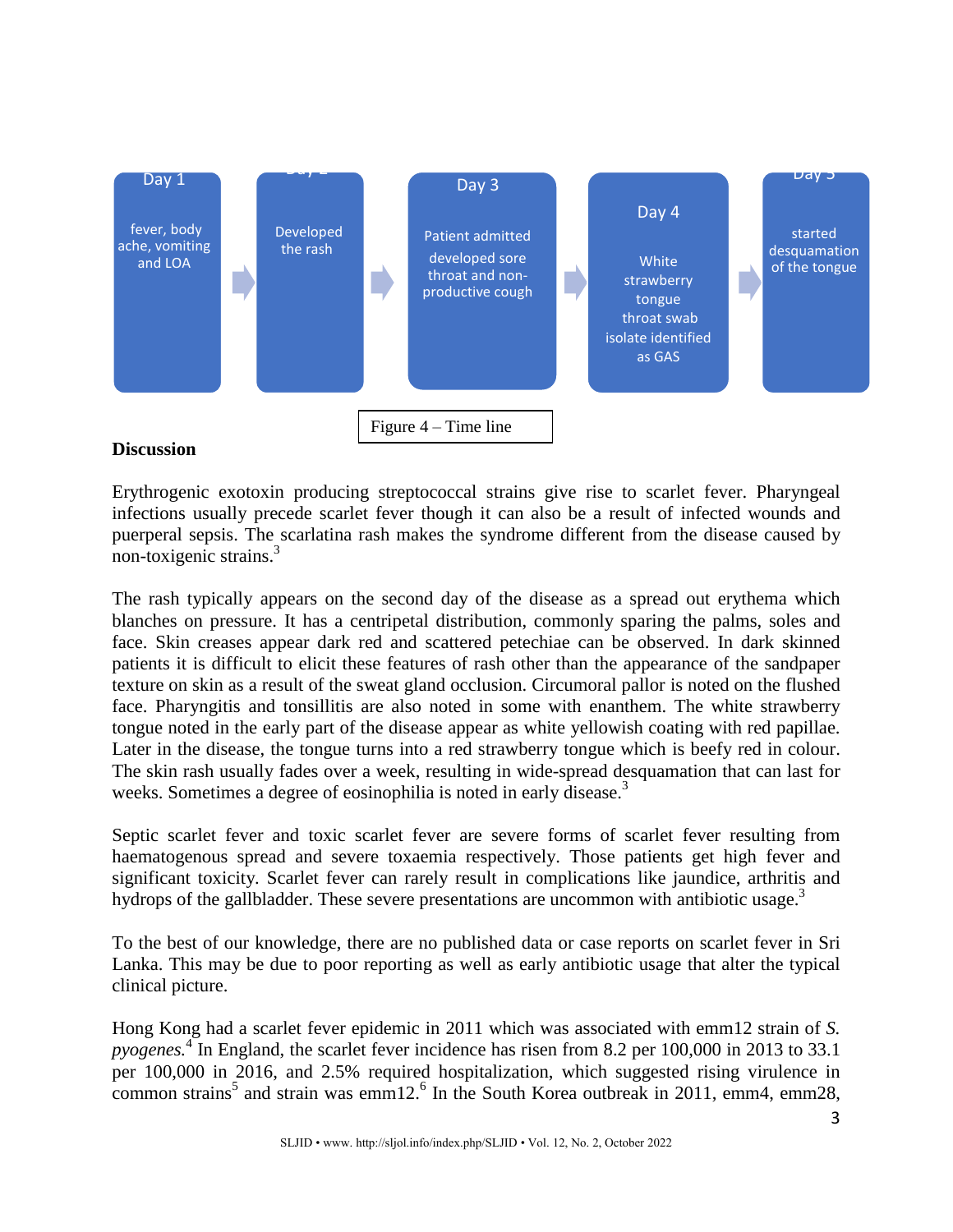Day 1

fever, body ache, vomiting and LOA

Day 2

Developed the rash

Day 3

Patient admitted

developed sore throat and non-productive cough

Day 4

White strawberry tongue

throat swab isolate identified as GAS

Day 5

started desquamation of the tongue

Figure 4 – Time line

## Discussion

Erythrogenic exotoxin producing streptococcal strains give rise to scarlet fever. Pharyngeal infections usually precede scarlet fever though it can also be a result of infected wounds and puerperal sepsis. The scarlatina rash makes the syndrome different from the disease caused by non-toxigenic strains.[3]

The rash typically appears on the second day of the disease as a spread out erythema which blanches on pressure. It has a centripetal distribution, commonly sparing the palms, soles and face. Skin creases appear dark red and scattered petechiae can be observed. In dark skinned patients it is difficult to elicit these features of rash other than the appearance of the sandpaper texture on skin as a result of the sweat gland occlusion. Circumoral pallor is noted on the flushed face. Pharyngitis and tonsillitis are also noted in some with enanthem. The white strawberry tongue noted in the early part of the disease appear as white yellowish coating with red papillae. Later in the disease, the tongue turns into a red strawberry tongue which is beefy red in colour. The skin rash usually fades over a week, resulting in wide-spread desquamation that can last for weeks. Sometimes a degree of eosinophilia is noted in early disease.[3]

Septic scarlet fever and toxic scarlet fever are severe forms of scarlet fever resulting from haematogenous spread and severe toxaemia respectively. Those patients get high fever and significant toxicity. Scarlet fever can rarely result in complications like jaundice, arthritis and hydrops of the gallbladder. These severe presentations are uncommon with antibiotic usage.[3]

To the best of our knowledge, there are no published data or case reports on scarlet fever in Sri Lanka. This may be due to poor reporting as well as early antibiotic usage that alter the typical clinical picture.

Hong Kong had a scarlet fever epidemic in 2011 which was associated with emm12 strain of *S. pyogenes.*[4] In England, the scarlet fever incidence has risen from 8.2 per 100,000 in 2013 to 33.1 per 100,000 in 2016, and 2.5% required hospitalization, which suggested rising virulence in common strains[5] and strain was emm12.[6] In the South Korea outbreak in 2011, emm4, emm28,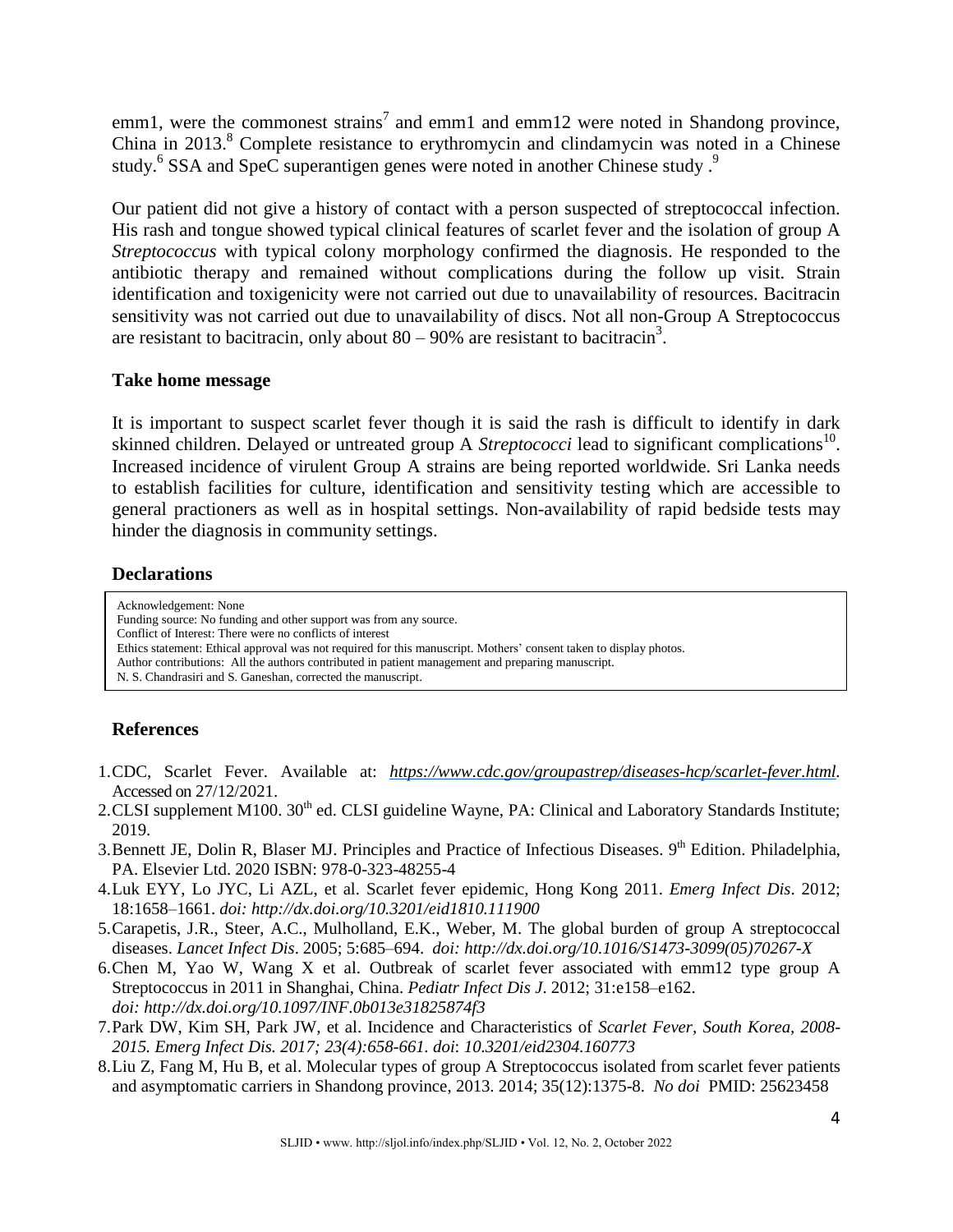emm1, were the commonest strains[7] and emm1 and emm12 were noted in Shandong province, China in 2013.[8] Complete resistance to erythromycin and clindamycin was noted in a Chinese study.[6] SSA and SpeC superantigen genes were noted in another Chinese study .[9]

Our patient did not give a history of contact with a person suspected of streptococcal infection. His rash and tongue showed typical clinical features of scarlet fever and the isolation of group A *Streptococcus* with typical colony morphology confirmed the diagnosis. He responded to the antibiotic therapy and remained without complications during the follow up visit. Strain identification and toxigenicity were not carried out due to unavailability of resources. Bacitracin sensitivity was not carried out due to unavailability of discs. Not all non-Group A Streptococcus are resistant to bacitracin, only about 80 – 90% are resistant to bacitracin[3].

### Take home message

It is important to suspect scarlet fever though it is said the rash is difficult to identify in dark skinned children. Delayed or untreated group A *Streptococci* lead to significant complications[10]. Increased incidence of virulent Group A strains are being reported worldwide. Sri Lanka needs to establish facilities for culture, identification and sensitivity testing which are accessible to general practioners as well as in hospital settings. Non-availability of rapid bedside tests may hinder the diagnosis in community settings.

### Declarations

Acknowledgement: None
Funding source: No funding and other support was from any source.
Conflict of Interest: There were no conflicts of interest
Ethics statement: Ethical approval was not required for this manuscript. Mothers' consent taken to display photos.
Author contributions: All the authors contributed in patient management and preparing manuscript.
N. S. Chandrasiri and S. Ganeshan, corrected the manuscript.

### References

1. CDC, Scarlet Fever. Available at: https://www.cdc.gov/groupastrep/diseases-hcp/scarlet-fever.html. Accessed on 27/12/2021.
2. CLSI supplement M100. 30th ed. CLSI guideline Wayne, PA: Clinical and Laboratory Standards Institute; 2019.
3. Bennett JE, Dolin R, Blaser MJ. Principles and Practice of Infectious Diseases. 9th Edition. Philadelphia, PA. Elsevier Ltd. 2020 ISBN: 978-0-323-48255-4
4. Luk EYY, Lo JYC, Li AZL, et al. Scarlet fever epidemic, Hong Kong 2011. *Emerg Infect Dis*. 2012; 18:1658–1661. *doi: http://dx.doi.org/10.3201/eid1810.111900*
5. Carapetis, J.R., Steer, A.C., Mulholland, E.K., Weber, M. The global burden of group A streptococcal diseases. *Lancet Infect Dis*. 2005; 5:685–694. *doi: http://dx.doi.org/10.1016/S1473-3099(05)70267-X*
6. Chen M, Yao W, Wang X et al. Outbreak of scarlet fever associated with emm12 type group A Streptococcus in 2011 in Shanghai, China. *Pediatr Infect Dis J*. 2012; 31:e158–e162. *doi: http://dx.doi.org/10.1097/INF.0b013e31825874f3*
7. Park DW, Kim SH, Park JW, et al. Incidence and Characteristics of *Scarlet Fever, South Korea, 2008-2015. Emerg Infect Dis. 2017; 23(4):658-661. doi: 10.3201/eid2304.160773*
8. Liu Z, Fang M, Hu B, et al. Molecular types of group A Streptococcus isolated from scarlet fever patients and asymptomatic carriers in Shandong province, 2013. 2014; 35(12):1375-8. *No doi* PMID: 25623458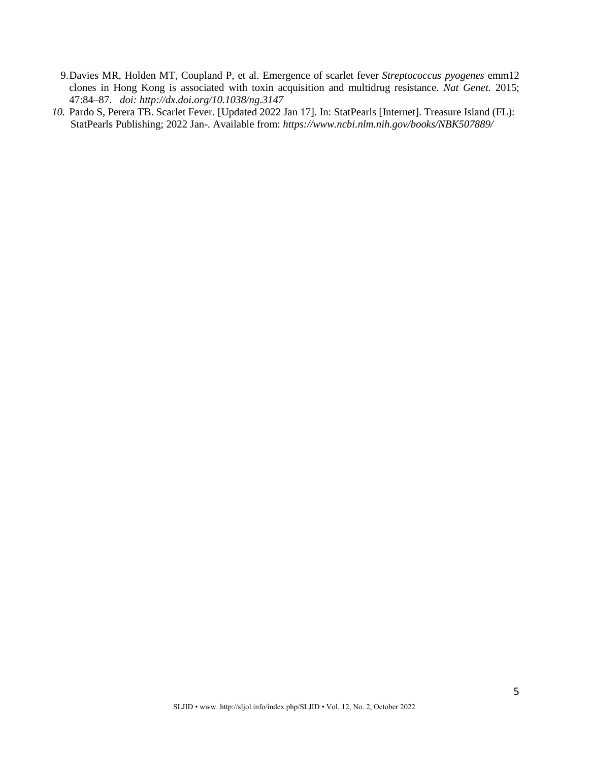9. Davies MR, Holden MT, Coupland P, et al. Emergence of scarlet fever *Streptococcus pyogenes* emm12 clones in Hong Kong is associated with toxin acquisition and multidrug resistance. *Nat Genet.* 2015; 47:84–87. *doi: http://dx.doi.org/10.1038/ng.3147*
10. Pardo S, Perera TB. Scarlet Fever. [Updated 2022 Jan 17]. In: StatPearls [Internet]. Treasure Island (FL): StatPearls Publishing; 2022 Jan-. Available from: *https://www.ncbi.nlm.nih.gov/books/NBK507889/*